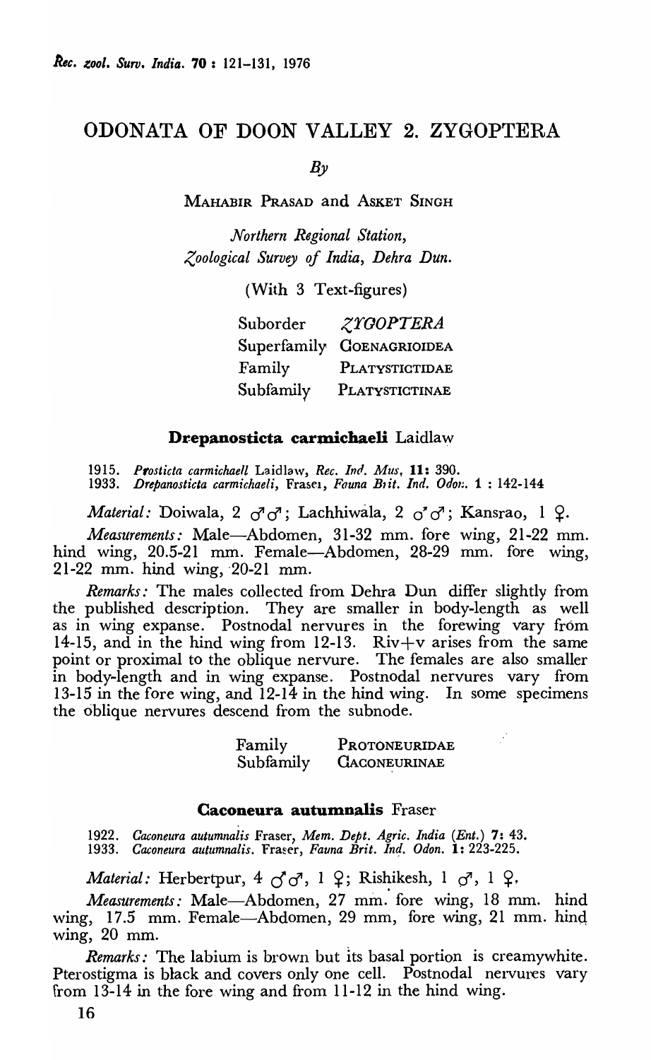# ODONATA OF DOON VALLEY 2. ZYGOPTERA

*By*

MAHABIR PRASAD and ASKET SINGH

*Northern Regional Station,*
*Zoological Survey of India, Dehra Dun.*

(With 3 Text-figures)

| | |
|---|---|
| Suborder | *ZYGOPTERA* |
| Superfamily | COENAGRIOIDEA |
| Family | PLATYSTICTIDAE |
| Subfamily | PLATYSTICTINAE |

## Drepanosticta carmichaeli Laidlaw

1915. *Prosticta carmichaeli* Laidlaw, *Rec. Ind. Mus*, **11**: 390.
1933. *Drepanosticta carmichaeli*, Fraser, *Fauna Brit. Ind. Odon.* **1** : 142-144

*Material:* Doiwala, 2 ♂♂; Lachhiwala, 2 ♂♂; Kansrao, 1 ♀.

*Measurements:* Male—Abdomen, 31-32 mm. fore wing, 21-22 mm. hind wing, 20.5-21 mm. Female—Abdomen, 28-29 mm. fore wing, 21-22 mm. hind wing, 20-21 mm.

*Remarks:* The males collected from Dehra Dun differ slightly from the published description. They are smaller in body-length as well as in wing expanse. Postnodal nervures in the forewing vary from 14-15, and in the hind wing from 12-13. Riv+v arises from the same point or proximal to the oblique nervure. The females are also smaller in body-length and in wing expanse. Postnodal nervures vary from 13-15 in the fore wing, and 12-14 in the hind wing. In some specimens the oblique nervures descend from the subnode.

| | |
|---|---|
| Family | PROTONEURIDAE |
| Subfamily | CACONEURINAE |

## Caconeura autumnalis Fraser

1922. *Caconeura autumnalis* Fraser, *Mem. Dept. Agric. India (Ent.)* **7**: 43.
1933. *Caconeura autumnalis*. Fraser, *Fauna Brit. Ind. Odon.* **1**: 223-225.

*Material:* Herbertpur, 4 ♂♂, 1 ♀; Rishikesh, 1 ♂, 1 ♀.

*Measurements:* Male—Abdomen, 27 mm. fore wing, 18 mm. hind wing, 17.5 mm. Female—Abdomen, 29 mm, fore wing, 21 mm. hind wing, 20 mm.

*Remarks:* The labium is brown but its basal portion is creamywhite. Pterostigma is black and covers only one cell. Postnodal nervures vary from 13-14 in the fore wing and from 11-12 in the hind wing.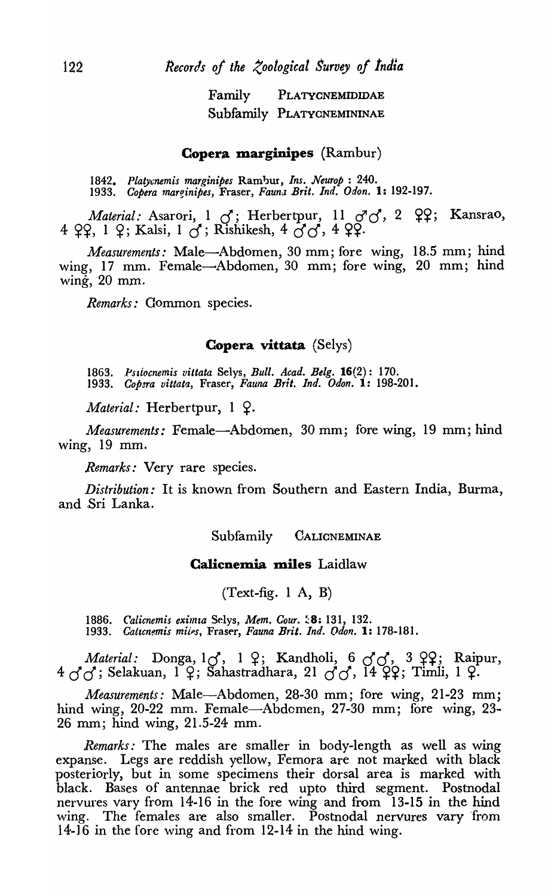Family PLATYCNEMIDIDAE
Subfamily PLATYCNEMININAE

### Copera marginipes (Rambur)

1842. *Platycnemis marginipes* Rambur, *Ins. Neurop* : 240.
1933. *Copera marginipes*, Fraser, *Fauna Brit. Ind. Odon.* 1: 192-197.

*Material:* Asarori, 1 ♂; Herbertpur, 11 ♂♂, 2 ♀♀; Kansrao, 4 ♀♀, 1 ♀; Kalsi, 1 ♂; Rishikesh, 4 ♂♂, 4 ♀♀.

*Measurements:* Male—Abdomen, 30 mm; fore wing, 18.5 mm; hind wing, 17 mm. Female—Abdomen, 30 mm; fore wing, 20 mm; hind wing, 20 mm.

*Remarks:* Common species.

### Copera vittata (Selys)

1863. *Psilocnemis vittata* Selys, *Bull. Acad. Belg.* 16(2): 170.
1933. *Copera vittata*, Fraser, *Fauna Brit. Ind. Odon.* 1: 198-201.

*Material:* Herbertpur, 1 ♀.

*Measurements:* Female—Abdomen, 30 mm; fore wing, 19 mm; hind wing, 19 mm.

*Remarks:* Very rare species.

*Distribution:* It is known from Southern and Eastern India, Burma, and Sri Lanka.

Subfamily CALICNEMINAE

### Calicnemia miles Laidlaw

(Text-fig. 1 A, B)

1886. *Calicnemis eximia* Selys, *Mem. Cour.* 38: 131, 132.
1933. *Calicnemis miles*, Fraser, *Fauna Brit. Ind. Odon.* 1: 178-181.

*Material:* Donga, 1♂, 1 ♀; Kandholi, 6 ♂♂, 3 ♀♀; Raipur, 4 ♂♂; Selakuan, 1 ♀; Sahastradhara, 21 ♂♂, 14 ♀♀; Timli, 1 ♀.

*Measurements:* Male—Abdomen, 28-30 mm; fore wing, 21-23 mm; hind wing, 20-22 mm. Female—Abdomen, 27-30 mm; fore wing, 23-26 mm; hind wing, 21.5-24 mm.

*Remarks:* The males are smaller in body-length as well as wing expanse. Legs are reddish yellow, Femora are not marked with black posteriorly, but in some specimens their dorsal area is marked with black. Bases of antennae brick red upto third segment. Postnodal nervures vary from 14-16 in the fore wing and from 13-15 in the hind wing. The females are also smaller. Postnodal nervures vary from 14-16 in the fore wing and from 12-14 in the hind wing.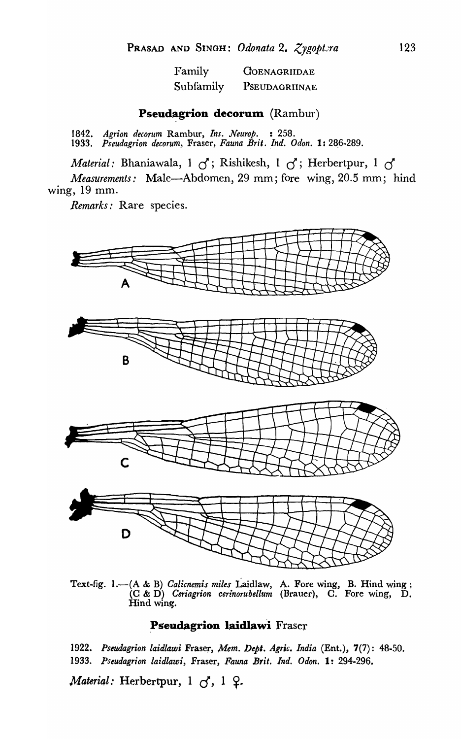Family GOENAGRIIDAE

Subfamily PSEUDAGRIINAE

## Pseudagrion decorum (Rambur)

1842. *Agrion decorum* Rambur, *Ins. Neurop.* : 258.
1933. *Pseudagrion decorum*, Fraser, *Fauna Brit. Ind. Odon.* 1: 286-289.

*Material:* Bhaniawala, 1 ♂; Rishikesh, 1 ♂; Herbertpur, 1 ♂

*Measurements:* Male—Abdomen, 29 mm; fore wing, 20.5 mm; hind wing, 19 mm.

*Remarks:* Rare species.

Text-fig. 1.—(A & B) *Calicnemis miles* Laidlaw, A. Fore wing, B. Hind wing; (C & D) *Ceriagrion cerinorubellum* (Brauer), C. Fore wing, D. Hind wing.

## Pseudagrion laidlawi Fraser

1922. *Pseudagrion laidlawi* Fraser, *Mem. Dept. Agric. India* (Ent.), 7(7): 48-50.
1933. *Pseudagrion laidlawi*, Fraser, *Fauna Brit. Ind. Odon.* 1: 294-296.

*Material:* Herbertpur, 1 ♂, 1 ♀.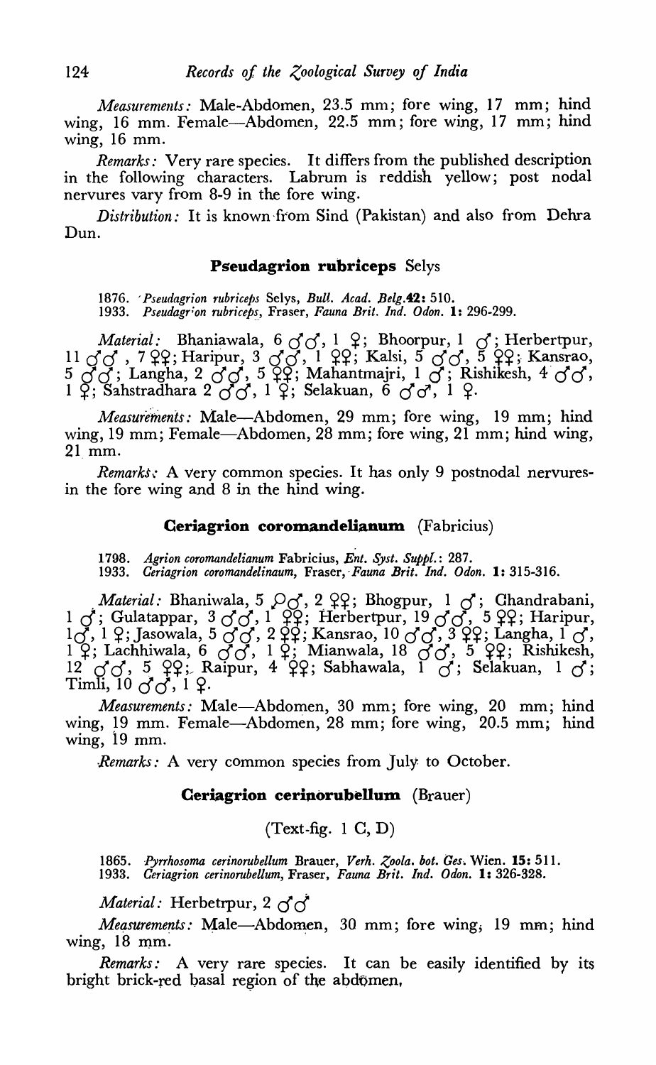*Measurements:* Male-Abdomen, 23.5 mm; fore wing, 17 mm; hind wing, 16 mm. Female—Abdomen, 22.5 mm; fore wing, 17 mm; hind wing, 16 mm.

*Remarks:* Very rare species. It differs from the published description in the following characters. Labrum is reddish yellow; post nodal nervures vary from 8-9 in the fore wing.

*Distribution:* It is known from Sind (Pakistan) and also from Dehra Dun.

### Pseudagrion rubriceps Selys

1876. *Pseudagrion rubriceps* Selys, *Bull. Acad. Belg.* **42:** 510.
1933. *Pseudagrion rubriceps*, Fraser, *Fauna Brit. Ind. Odon.* **1:** 296-299.

*Material:* Bhaniawala, 6 ♂♂, 1 ♀; Bhoorpur, 1 ♂; Herbertpur, 11 ♂♂, 7 ♀♀; Haripur, 3 ♂♂, 1 ♀♀; Kalsi, 5 ♂♂, 5 ♀♀; Kansrao, 5 ♂♂; Langha, 2 ♂♂, 5 ♀♀; Mahantmajri, 1 ♂; Rishikesh, 4 ♂♂, 1 ♀; Sahstradhara 2 ♂♂, 1 ♀; Selakuan, 6 ♂♂, 1 ♀.

*Measurements:* Male—Abdomen, 29 mm; fore wing, 19 mm; hind wing, 19 mm; Female—Abdomen, 28 mm; fore wing, 21 mm; hind wing, 21 mm.

*Remarks:* A very common species. It has only 9 postnodal nervures in the fore wing and 8 in the hind wing.

### Ceriagrion coromandelianum (Fabricius)

1798. *Agrion coromandelianum* Fabricius, *Ent. Syst. Suppl.*: 287.
1933. *Ceriagrion coromandelinaum*, Fraser, *Fauna Brit. Ind. Odon.* **1:** 315-316.

*Material:* Bhaniwala, 5 ♂♂, 2 ♀♀; Bhogpur, 1 ♂; Chandrabani, 1 ♂; Gulatappar, 3 ♂♂, 1 ♀♀; Herbertpur, 19 ♂♂, 5 ♀♀; Haripur, 1♂, 1 ♀; Jasowala, 5 ♂♂, 2 ♀♀; Kansrao, 10 ♂♂, 3 ♀♀; Langha, 1 ♂, 1 ♀; Lachhiwala, 6 ♂♂, 1 ♀; Mianwala, 18 ♂♂, 5 ♀♀; Rishikesh, 12 ♂♂, 5 ♀♀; Raipur, 4 ♀♀; Sabhawala, 1 ♂; Selakuan, 1 ♂; Timli, 10 ♂♂, 1 ♀.

*Measurements:* Male—Abdomen, 30 mm; fore wing, 20 mm; hind wing, 19 mm. Female—Abdomen, 28 mm; fore wing, 20.5 mm; hind wing, 19 mm.

*Remarks:* A very common species from July to October.

### Ceriagrion cerinorubellum (Brauer)

(Text-fig. 1 C, D)

1865. *Pyrrhosoma cerinorubellum* Brauer, *Verh. Zoola. bot. Ges.* Wien. **15:** 511.
1933. *Ceriagrion cerinorubellum*, Fraser, *Fauna Brit. Ind. Odon.* **1:** 326-328.

*Material:* Herbetrpur, 2 ♂♂

*Measurements:* Male—Abdomen, 30 mm; fore wing, 19 mm; hind wing, 18 mm.

*Remarks:* A very rare species. It can be easily identified by its bright brick-red basal region of the abdomen.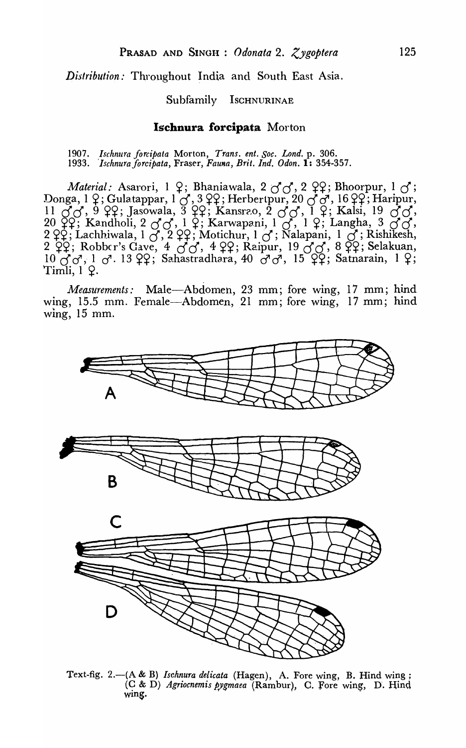*Distribution:* Throughout India and South East Asia.

Subfamily ISCHNURINAE

### Ischnura forcipata Morton

1907. *Ischnura forcipata* Morton, *Trans. ent. Soc. Lond.* p. 306.
1933. *Ischnura forcipata*, Fraser, *Fauna, Brit. Ind. Odon.* **1:** 354-357.

*Material:* Asarori, 1 ♀; Bhaniawala, 2 ♂♂, 2 ♀♀; Bhoorpur, 1 ♂; Donga, 1 ♀; Gulatappar, 1 ♂, 3 ♀♀; Herbertpur, 20 ♂♂, 16 ♀♀; Haripur, 11 ♂♂, 9 ♀♀; Jasowala, 3 ♀♀; Kansrao, 2 ♂♂, 1 ♀; Kalsi, 19 ♂♂, 20 ♀♀; Kandholi, 2 ♂♂, 1 ♀; Karwapani, 1 ♂, 1 ♀; Langha, 3 ♂♂, 2 ♀♀; Lachhiwala, 1 ♂, 2 ♀♀; Motichur, 1 ♂; Nalapani, 1 ♂; Rishikesh, 2 ♀♀; Robber's Cave, 4 ♂♂, 4 ♀♀; Raipur, 19 ♂♂, 8 ♀♀; Selakuan, 10 ♂♂, 1 ♂. 13 ♀♀; Sahastradhara, 40 ♂♂, 15 ♀♀; Satnarain, 1 ♀; Timli, 1 ♀.

*Measurements:* Male—Abdomen, 23 mm; fore wing, 17 mm; hind wing, 15.5 mm. Female—Abdomen, 21 mm; fore wing, 17 mm; hind wing, 15 mm.

Text-fig. 2.—(A & B) *Ischnura delicata* (Hagen), A. Fore wing, B. Hind wing; (C & D) *Agriocnemis pygmaea* (Rambur), C. Fore wing, D. Hind wing.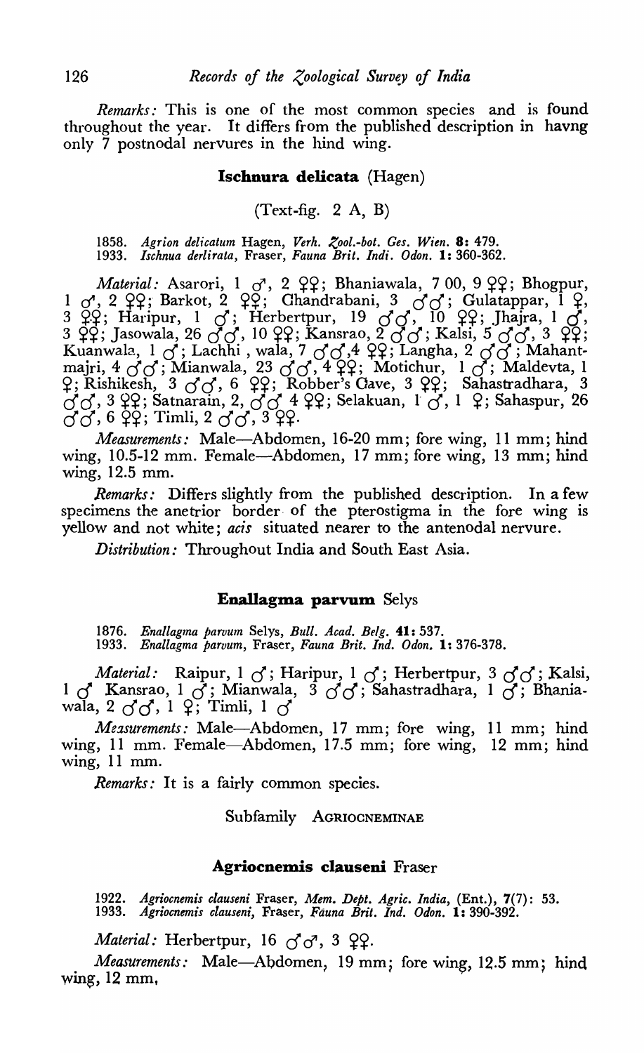*Remarks:* This is one of the most common species and is found throughout the year. It differs from the published description in havng only 7 postnodal nervures in the hind wing.

### Ischnura delicata (Hagen)

(Text-fig. 2 A, B)

1858. *Agrion delicatum* Hagen, *Verh. Zool.-bot. Ges. Wien.* **8:** 479.
1933. *Ischnua derlirata,* Fraser, *Fauna Brit. Indi. Odon.* **1:** 360-362.

*Material:* Asarori, 1 ♂, 2 ♀♀; Bhaniawala, 7 00, 9 ♀♀; Bhogpur, 1 ♂, 2 ♀♀; Barkot, 2 ♀♀; Chandrabani, 3 ♂♂; Gulatappar, 1 ♀, 3 ♀♀; Haripur, 1 ♂; Herbertpur, 19 ♂♂, 10 ♀♀; Jhajra, 1 ♂, 3 ♀♀; Jasowala, 26 ♂♂, 10 ♀♀; Kansrao, 2 ♂♂; Kalsi, 5 ♂♂, 3 ♀♀; Kuanwala, 1 ♂; Lachhi , wala, 7 ♂♂,4 ♀♀; Langha, 2 ♂♂ ; Mahantmajri, 4 ♂♂; Mianwala, 23 ♂♂, 4 ♀♀; Motichur, 1 ♂; Maldevta, 1 ♀; Rishikesh, 3 ♂♂, 6 ♀♀; Robber's Cave, 3 ♀♀; Sahastradhara, 3 ♂♂, 3 ♀♀; Satnarain, 2, ♂♂ 4 ♀♀; Selakuan, 1 ♂, 1 ♀; Sahaspur, 26 ♂♂, 6 ♀♀; Timli, 2 ♂♂, 3 ♀♀.

*Measurements:* Male—Abdomen, 16-20 mm; fore wing, 11 mm; hind wing, 10.5-12 mm. Female—Abdomen, 17 mm; fore wing, 13 mm; hind wing, 12.5 mm.

*Remarks:* Differs slightly from the published description. In a few specimens the anetrior border of the pterostigma in the fore wing is yellow and not white; *acis* situated nearer to the antenodal nervure.

*Distribution:* Throughout India and South East Asia.

### Enallagma parvum Selys

1876. *Enallagma parvum* Selys, *Bull. Acad. Belg.* **41:** 537.
1933. *Enallagma parvum,* Fraser, *Fauna Brit. Ind. Odon.* **1:** 376-378.

*Material:* Raipur, 1 ♂; Haripur, 1 ♂; Herbertpur, 3 ♂♂; Kalsi, 1 ♂ Kansrao, 1 ♂; Mianwala, 3 ♂♂; Sahastradhara, 1 ♂; Bhaniawala, 2 ♂♂, 1 ♀; Timli, 1 ♂

*Measurements:* Male—Abdomen, 17 mm; fore wing, 11 mm; hind wing, 11 mm. Female—Abdomen, 17.5 mm; fore wing, 12 mm; hind wing, 11 mm.

*Remarks:* It is a fairly common species.

## Subfamily AGRIOCNEMINAE

### Agriocnemis clauseni Fraser

1922. *Agriocnemis clauseni* Fraser, *Mem. Dept. Agric. India,* (Ent.), **7**(7): 53.
1933. *Agriocnemis clauseni,* Fraser, *Fauna Brit. Ind. Odon.* **1:** 390-392.

*Material:* Herbertpur, 16 ♂♂, 3 ♀♀.

*Measurements:* Male—Abdomen, 19 mm; fore wing, 12.5 mm; hind wing, 12 mm,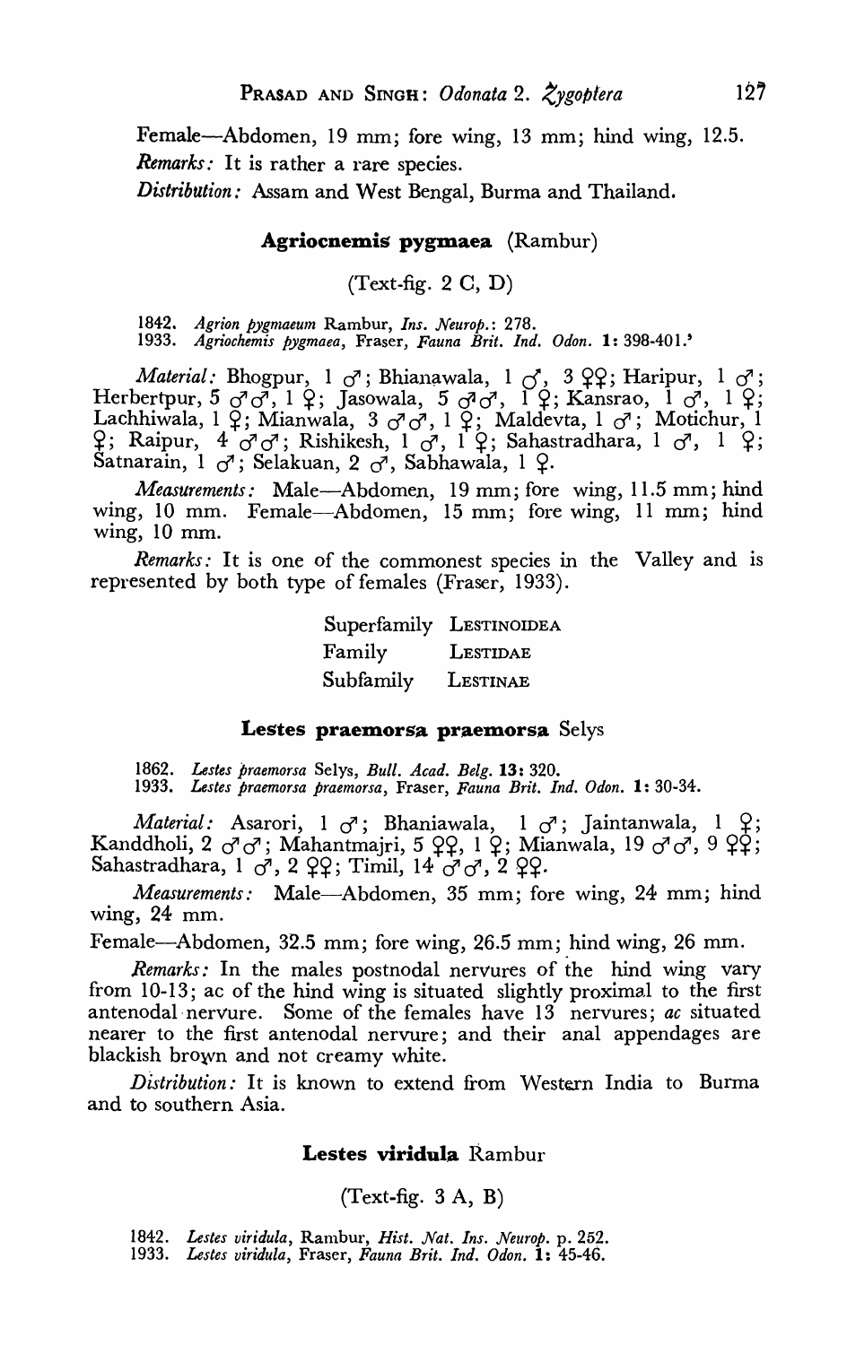Female—Abdomen, 19 mm; fore wing, 13 mm; hind wing, 12.5.

*Remarks:* It is rather a rare species.

*Distribution:* Assam and West Bengal, Burma and Thailand.

### Agriocnemis pygmaea (Rambur)

(Text-fig. 2 C, D)

1842. *Agrion pygmaeum* Rambur, *Ins. Neurop.*: 278.
1933. *Agriochemis pygmaea*, Fraser, *Fauna Brit. Ind. Odon.* **1**: 398-401.'

*Material:* Bhogpur, 1 ♂; Bhianawala, 1 ♂, 3 ♀♀; Haripur, 1 ♂; Herbertpur, 5 ♂♂, 1 ♀; Jasowala, 5 ♂♂, 1 ♀; Kansrao, 1 ♂, 1 ♀; Lachhiwala, 1 ♀; Mianwala, 3 ♂♂, 1 ♀; Maldevta, 1 ♂; Motichur, 1 ♀; Raipur, 4 ♂♂; Rishikesh, 1 ♂, 1 ♀; Sahastradhara, 1 ♂, 1 ♀; Satnarain, 1 ♂; Selakuan, 2 ♂, Sabhawala, 1 ♀.

*Measurements:* Male—Abdomen, 19 mm; fore wing, 11.5 mm; hind wing, 10 mm. Female—Abdomen, 15 mm; fore wing, 11 mm; hind wing, 10 mm.

*Remarks:* It is one of the commonest species in the Valley and is represented by both type of females (Fraser, 1933).

Superfamily LESTINOIDEA
Family LESTIDAE
Subfamily LESTINAE

### Lestes praemorsa praemorsa Selys

1862. *Lestes praemorsa* Selys, *Bull. Acad. Belg.* **13**: 320.
1933. *Lestes praemorsa praemorsa*, Fraser, *Fauna Brit. Ind. Odon.* **1**: 30-34.

*Material:* Asarori, 1 ♂; Bhaniawala, 1 ♂; Jaintanwala, 1 ♀; Kanddholi, 2 ♂♂; Mahantmajri, 5 ♀♀, 1 ♀; Mianwala, 19 ♂♂, 9 ♀♀; Sahastradhara, 1 ♂, 2 ♀♀; Timil, 14 ♂♂, 2 ♀♀.

*Measurements:* Male—Abdomen, 35 mm; fore wing, 24 mm; hind wing, 24 mm.

Female—Abdomen, 32.5 mm; fore wing, 26.5 mm; hind wing, 26 mm.

*Remarks:* In the males postnodal nervures of the hind wing vary from 10-13; ac of the hind wing is situated slightly proximal to the first antenodal nervure. Some of the females have 13 nervures; *ac* situated nearer to the first antenodal nervure; and their anal appendages are blackish brown and not creamy white.

*Distribution:* It is known to extend from Western India to Burma and to southern Asia.

### Lestes viridula Rambur

(Text-fig. 3 A, B)

1842. *Lestes viridula*, Rambur, *Hist. Nat. Ins. Neurop.* p. 252.
1933. *Lestes viridula*, Fraser, *Fauna Brit. Ind. Odon.* **1**: 45-46.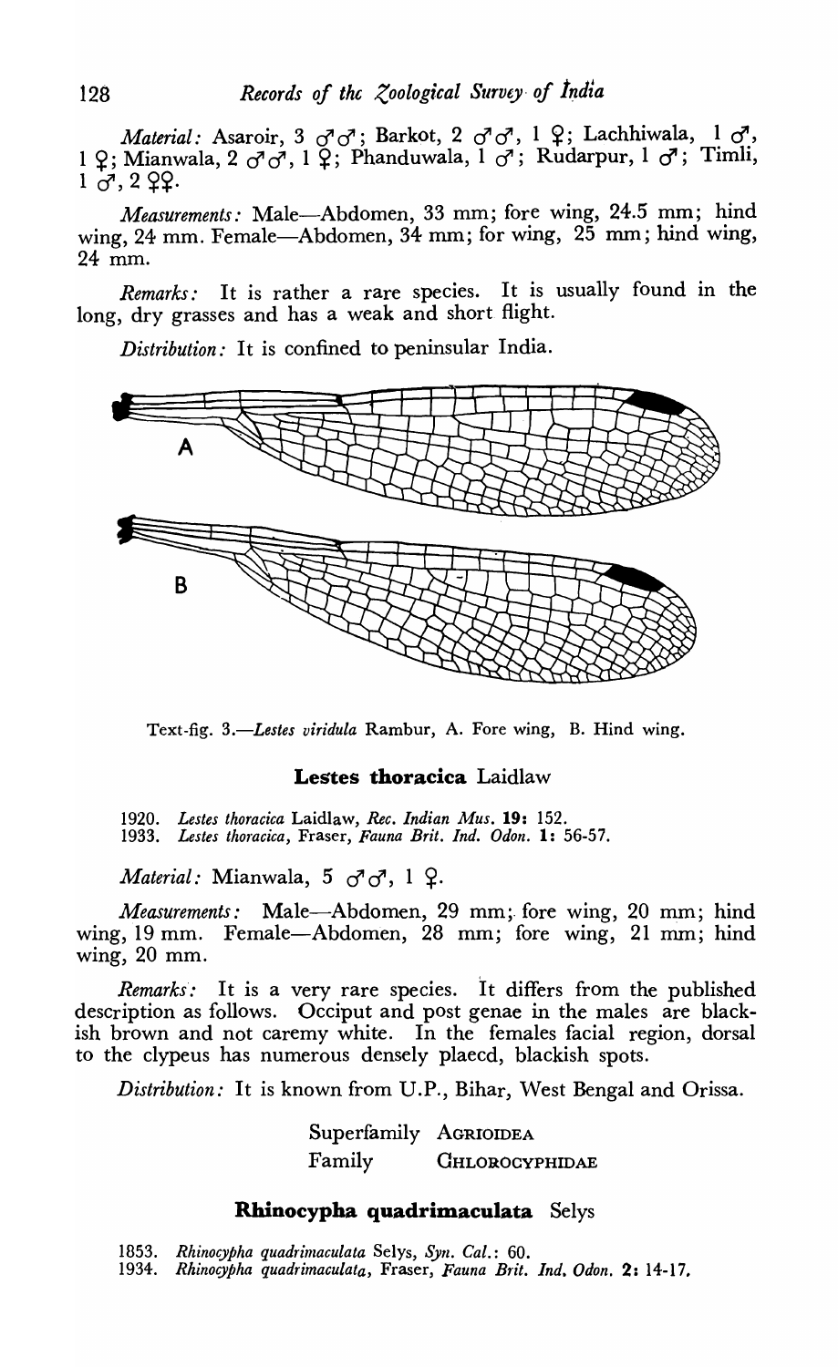*Material:* Asaroir, 3 ♂♂; Barkot, 2 ♂♂, 1 ♀; Lachhiwala, 1 ♂, 1 ♀; Mianwala, 2 ♂♂, 1 ♀; Phanduwala, 1 ♂; Rudarpur, 1 ♂; Timli, 1 ♂, 2 ♀♀.

*Measurements:* Male—Abdomen, 33 mm; fore wing, 24.5 mm; hind wing, 24 mm. Female—Abdomen, 34 mm; for wing, 25 mm; hind wing, 24 mm.

*Remarks:* It is rather a rare species. It is usually found in the long, dry grasses and has a weak and short flight.

*Distribution:* It is confined to peninsular India.

Text-fig. 3.—*Lestes viridula* Rambur, A. Fore wing, B. Hind wing.

### Lestes thoracica Laidlaw

1920. *Lestes thoracica* Laidlaw, *Rec. Indian Mus.* **19:** 152.
1933. *Lestes thoracica*, Fraser, *Fauna Brit. Ind. Odon.* **1:** 56-57.

*Material:* Mianwala, 5 ♂♂, 1 ♀.

*Measurements:* Male—Abdomen, 29 mm; fore wing, 20 mm; hind wing, 19 mm. Female—Abdomen, 28 mm; fore wing, 21 mm; hind wing, 20 mm.

*Remarks:* It is a very rare species. It differs from the published description as follows. Occiput and post genae in the males are blackish brown and not caremy white. In the females facial region, dorsal to the clypeus has numerous densely placcd, blackish spots.

*Distribution:* It is known from U.P., Bihar, West Bengal and Orissa.

Superfamily AGRIOIDEA

Family GHLOROCYPHIDAE

### Rhinocypha quadrimaculata Selys

1853. *Rhinocypha quadrimaculata* Selys, *Syn. Cal.*: 60.
1934. *Rhinocypha quadrimaculata*, Fraser, *Fauna Brit. Ind. Odon.* **2:** 14-17.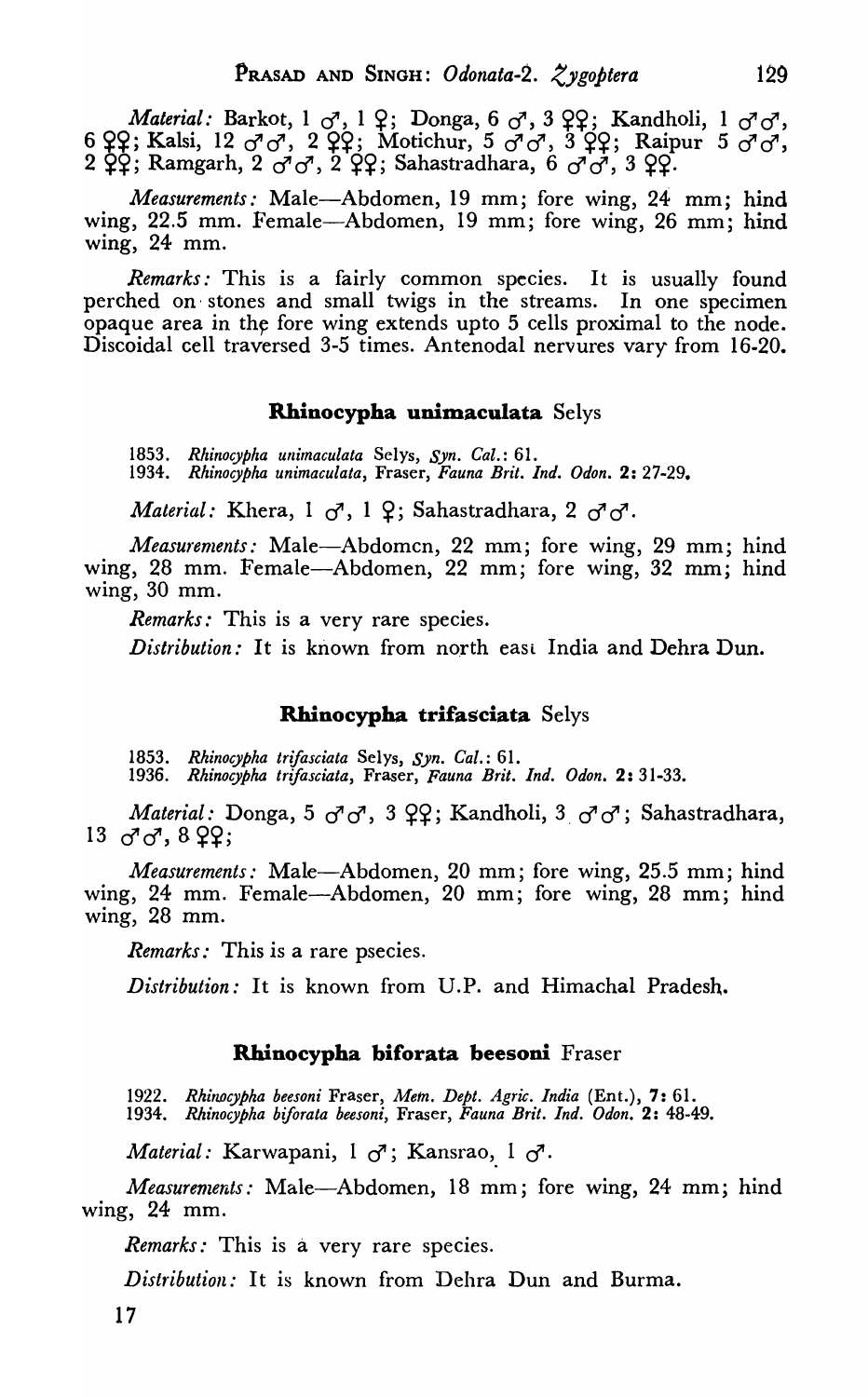*Material:* Barkot, 1 ♂, 1 ♀; Donga, 6 ♂, 3 ♀♀; Kandholi, 1 ♂♂, 6 ♀♀; Kalsi, 12 ♂♂, 2 ♀♀; Motichur, 5 ♂♂, 3 ♀♀; Raipur 5 ♂♂, 2 ♀♀; Ramgarh, 2 ♂♂, 2 ♀♀; Sahastradhara, 6 ♂♂, 3 ♀♀.

*Measurements:* Male—Abdomen, 19 mm; fore wing, 24 mm; hind wing, 22.5 mm. Female—Abdomen, 19 mm; fore wing, 26 mm; hind wing, 24 mm.

*Remarks:* This is a fairly common species. It is usually found perched on stones and small twigs in the streams. In one specimen opaque area in the fore wing extends upto 5 cells proximal to the node. Discoidal cell traversed 3-5 times. Antenodal nervures vary from 16-20.

### Rhinocypha unimaculata Selys

1853. *Rhinocypha unimaculata* Selys, *Syn. Cal.*: 61.
1934. *Rhinocypha unimaculata*, Fraser, *Fauna Brit. Ind. Odon.* **2**: 27-29.

*Material:* Khera, 1 ♂, 1 ♀; Sahastradhara, 2 ♂♂.

*Measurements:* Male—Abdomen, 22 mm; fore wing, 29 mm; hind wing, 28 mm. Female—Abdomen, 22 mm; fore wing, 32 mm; hind wing, 30 mm.

*Remarks:* This is a very rare species.

*Distribution:* It is known from north east India and Dehra Dun.

### Rhinocypha trifasciata Selys

1853. *Rhinocypha trifasciata* Selys, *Syn. Cal.*: 61.
1936. *Rhinocypha trifasciata*, Fraser, *Fauna Brit. Ind. Odon.* **2**: 31-33.

*Material:* Donga, 5 ♂♂, 3 ♀♀; Kandholi, 3 ♂♂; Sahastradhara, 13 ♂♂, 8 ♀♀;

*Measurements:* Male—Abdomen, 20 mm; fore wing, 25.5 mm; hind wing, 24 mm. Female—Abdomen, 20 mm; fore wing, 28 mm; hind wing, 28 mm.

*Remarks:* This is a rare psecies.

*Distribution:* It is known from U.P. and Himachal Pradesh.

### Rhinocypha biforata beesoni Fraser

1922. *Rhinocypha beesoni* Fraser, *Mem. Dept. Agric. India* (Ent.), **7**: 61.
1934. *Rhinocypha biforata beesoni*, Fraser, *Fauna Brit. Ind. Odon.* **2**: 48-49.

*Material:* Karwapani, 1 ♂; Kansrao, 1 ♂.

*Measurements:* Male—Abdomen, 18 mm; fore wing, 24 mm; hind wing, 24 mm.

*Remarks:* This is a very rare species.

*Distribution:* It is known from Dehra Dun and Burma.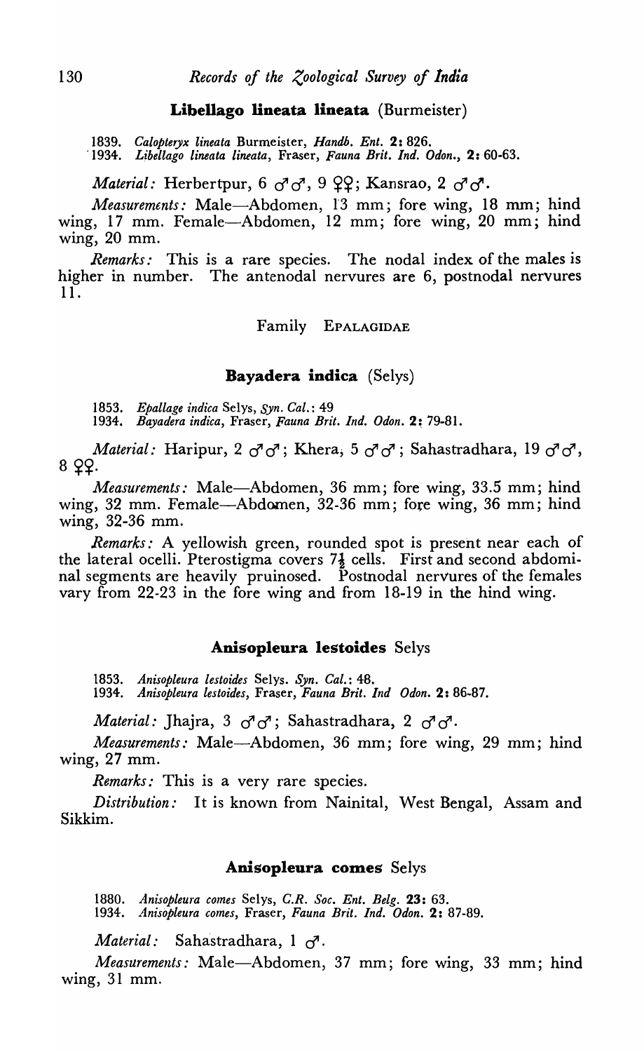### **Libellago lineata lineata** (Burmeister)

1839. *Calopteryx lineata* Burmeister, *Handb. Ent.* **2**: 826.
1934. *Libellago lineata lineata*, Fraser, *Fauna Brit. Ind. Odon.*, **2**: 60-63.

*Material:* Herbertpur, 6 ♂♂, 9 ♀♀; Kansrao, 2 ♂♂.

*Measurements:* Male—Abdomen, 13 mm; fore wing, 18 mm; hind wing, 17 mm. Female—Abdomen, 12 mm; fore wing, 20 mm; hind wing, 20 mm.

*Remarks:* This is a rare species. The nodal index of the males is higher in number. The antenodal nervures are 6, postnodal nervures 11.

## Family EPALAGIDAE

### **Bayadera indica** (Selys)

1853. *Epallage indica* Selys, *Syn. Cal.*: 49
1934. *Bayadera indica*, Fraser, *Fauna Brit. Ind. Odon.* **2**: 79-81.

*Material:* Haripur, 2 ♂♂; Khera, 5 ♂♂; Sahastradhara, 19 ♂♂, 8 ♀♀.

*Measurements:* Male—Abdomen, 36 mm; fore wing, 33.5 mm; hind wing, 32 mm. Female—Abdomen, 32-36 mm; fore wing, 36 mm; hind wing, 32-36 mm.

*Remarks:* A yellowish green, rounded spot is present near each of the lateral ocelli. Pterostigma covers 7½ cells. First and second abdominal segments are heavily pruinosed. Postnodal nervures of the females vary from 22-23 in the fore wing and from 18-19 in the hind wing.

### **Anisopleura lestoides** Selys

1853. *Anisopleura lestoides* Selys. *Syn. Cal.*: 48.
1934. *Anisopleura lestoides*, Fraser, *Fauna Brit. Ind Odon.* **2**: 86-87.

*Material:* Jhajra, 3 ♂♂; Sahastradhara, 2 ♂♂.

*Measurements:* Male—Abdomen, 36 mm; fore wing, 29 mm; hind wing, 27 mm.

*Remarks:* This is a very rare species.

*Distribution:* It is known from Nainital, West Bengal, Assam and Sikkim.

### **Anisopleura comes** Selys

1880. *Anisopleura comes* Selys, *C.R. Soc. Ent. Belg.* **23**: 63.
1934. *Anisopleura comes*, Fraser, *Fauna Brit. Ind. Odon.* **2**: 87-89.

*Material:* Sahastradhara, 1 ♂.

*Measurements:* Male—Abdomen, 37 mm; fore wing, 33 mm; hind wing, 31 mm.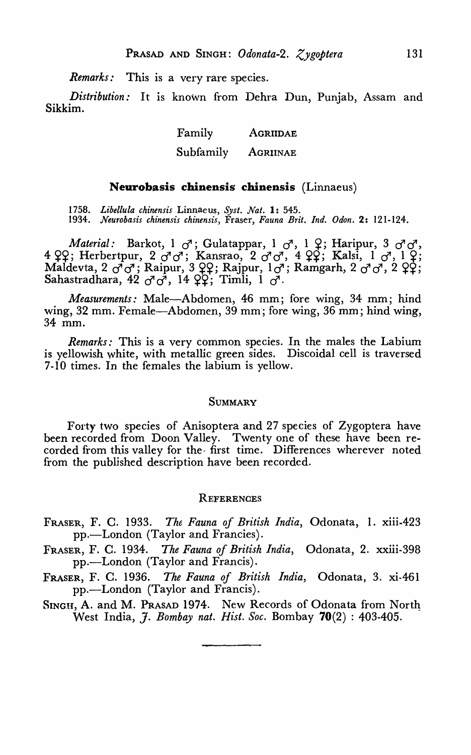*Remarks:* This is a very rare species.

*Distribution:* It is known from Dehra Dun, Punjab, Assam and Sikkim.

Family AGRIIDAE

Subfamily AGRIINAE

### **Neurobasis chinensis chinensis** (Linnaeus)

1758. *Libellula chinensis* Linnaeus, *Syst. Nat.* **1:** 545.
1934. *Neurobasis chinensis chinensis*, Fraser, *Fauna Brit. Ind. Odon.* **2:** 121-124.

*Material:* Barkot, 1 ♂; Gulatappar, 1 ♂, 1 ♀; Haripur, 3 ♂♂, 4 ♀♀; Herbertpur, 2 ♂♂; Kansrao, 2 ♂♂, 4 ♀♀; Kalsi, 1 ♂, 1 ♀; Maldevta, 2 ♂♂; Raipur, 3 ♀♀; Rajpur, 1♂; Ramgarh, 2 ♂♂, 2 ♀♀; Sahastradhara, 42 ♂♂, 14 ♀♀; Timli, 1 ♂.

*Measurements:* Male—Abdomen, 46 mm; fore wing, 34 mm; hind wing, 32 mm. Female—Abdomen, 39 mm; fore wing, 36 mm; hind wing, 34 mm.

*Remarks:* This is a very common species. In the males the Labium is yellowish white, with metallic green sides. Discoidal cell is traversed 7-10 times. In the females the labium is yellow.

## SUMMARY

Forty two species of Anisoptera and 27 species of Zygoptera have been recorded from Doon Valley. Twenty one of these have been recorded from this valley for the first time. Differences wherever noted from the published description have been recorded.

## REFERENCES

FRASER, F. C. 1933. *The Fauna of British India*, Odonata, 1. xiii-423 pp.—London (Taylor and Francies).

FRASER, F. C. 1934. *The Fauna of British India*, Odonata, 2. xxiii-398 pp.—London (Taylor and Francis).

FRASER, F. C. 1936. *The Fauna of British India*, Odonata, 3. xi-461 pp.—London (Taylor and Francis).

SINGH, A. and M. PRASAD 1974. New Records of Odonata from North West India, *J. Bombay nat. Hist. Soc.* Bombay **70**(2) : 403-405.